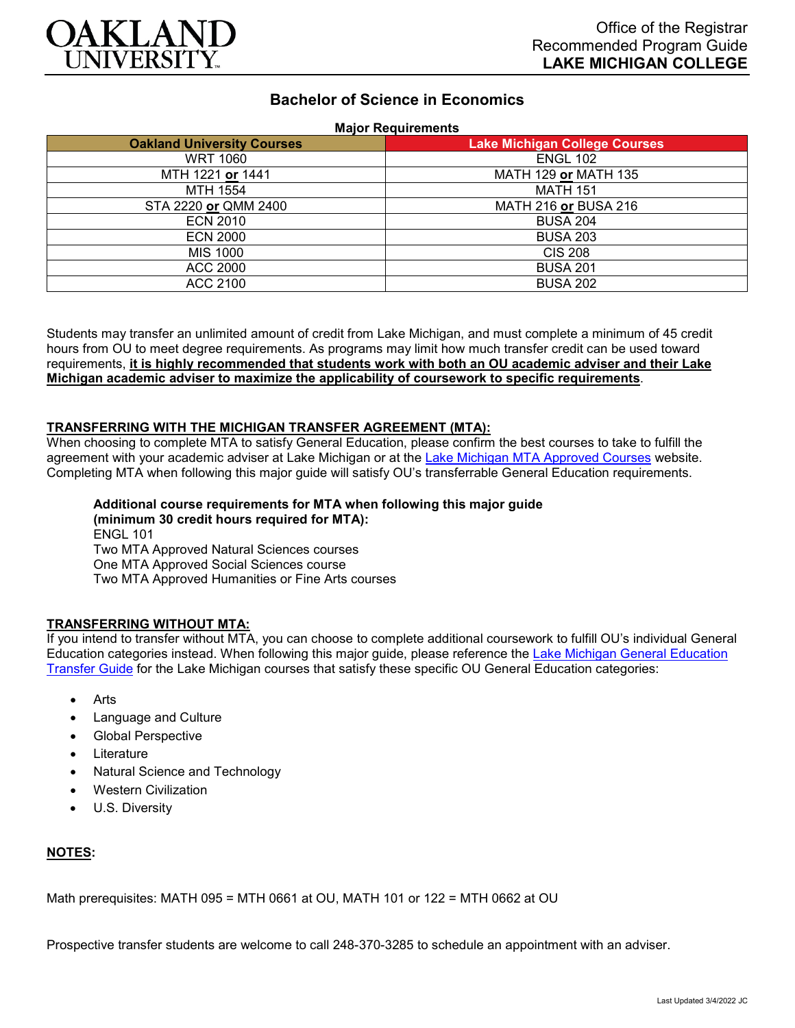OAKLAND UNIVERSITY

Office of the Registrar
Recommended Program Guide
**LAKE MICHIGAN COLLEGE**

# Bachelor of Science in Economics

**Major Requirements**

| Oakland University Courses | Lake Michigan College Courses |
|---|---|
| WRT 1060 | ENGL 102 |
| MTH 1221 **or** 1441 | MATH 129 **or** MATH 135 |
| MTH 1554 | MATH 151 |
| STA 2220 **or** QMM 2400 | MATH 216 **or** BUSA 216 |
| ECN 2010 | BUSA 204 |
| ECN 2000 | BUSA 203 |
| MIS 1000 | CIS 208 |
| ACC 2000 | BUSA 201 |
| ACC 2100 | BUSA 202 |

Students may transfer an unlimited amount of credit from Lake Michigan, and must complete a minimum of 45 credit hours from OU to meet degree requirements. As programs may limit how much transfer credit can be used toward requirements, **it is highly recommended that students work with both an OU academic adviser and their Lake Michigan academic adviser to maximize the applicability of coursework to specific requirements**.

## TRANSFERRING WITH THE MICHIGAN TRANSFER AGREEMENT (MTA):

When choosing to complete MTA to satisfy General Education, please confirm the best courses to take to fulfill the agreement with your academic adviser at Lake Michigan or at the Lake Michigan MTA Approved Courses website. Completing MTA when following this major guide will satisfy OU's transferrable General Education requirements.

**Additional course requirements for MTA when following this major guide (minimum 30 credit hours required for MTA):**
ENGL 101
Two MTA Approved Natural Sciences courses
One MTA Approved Social Sciences course
Two MTA Approved Humanities or Fine Arts courses

## TRANSFERRING WITHOUT MTA:

If you intend to transfer without MTA, you can choose to complete additional coursework to fulfill OU's individual General Education categories instead. When following this major guide, please reference the Lake Michigan General Education Transfer Guide for the Lake Michigan courses that satisfy these specific OU General Education categories:

- Arts
- Language and Culture
- Global Perspective
- Literature
- Natural Science and Technology
- Western Civilization
- U.S. Diversity

## NOTES:

Math prerequisites: MATH 095 = MTH 0661 at OU, MATH 101 or 122 = MTH 0662 at OU

Prospective transfer students are welcome to call 248-370-3285 to schedule an appointment with an adviser.

Last Updated 3/4/2022 JC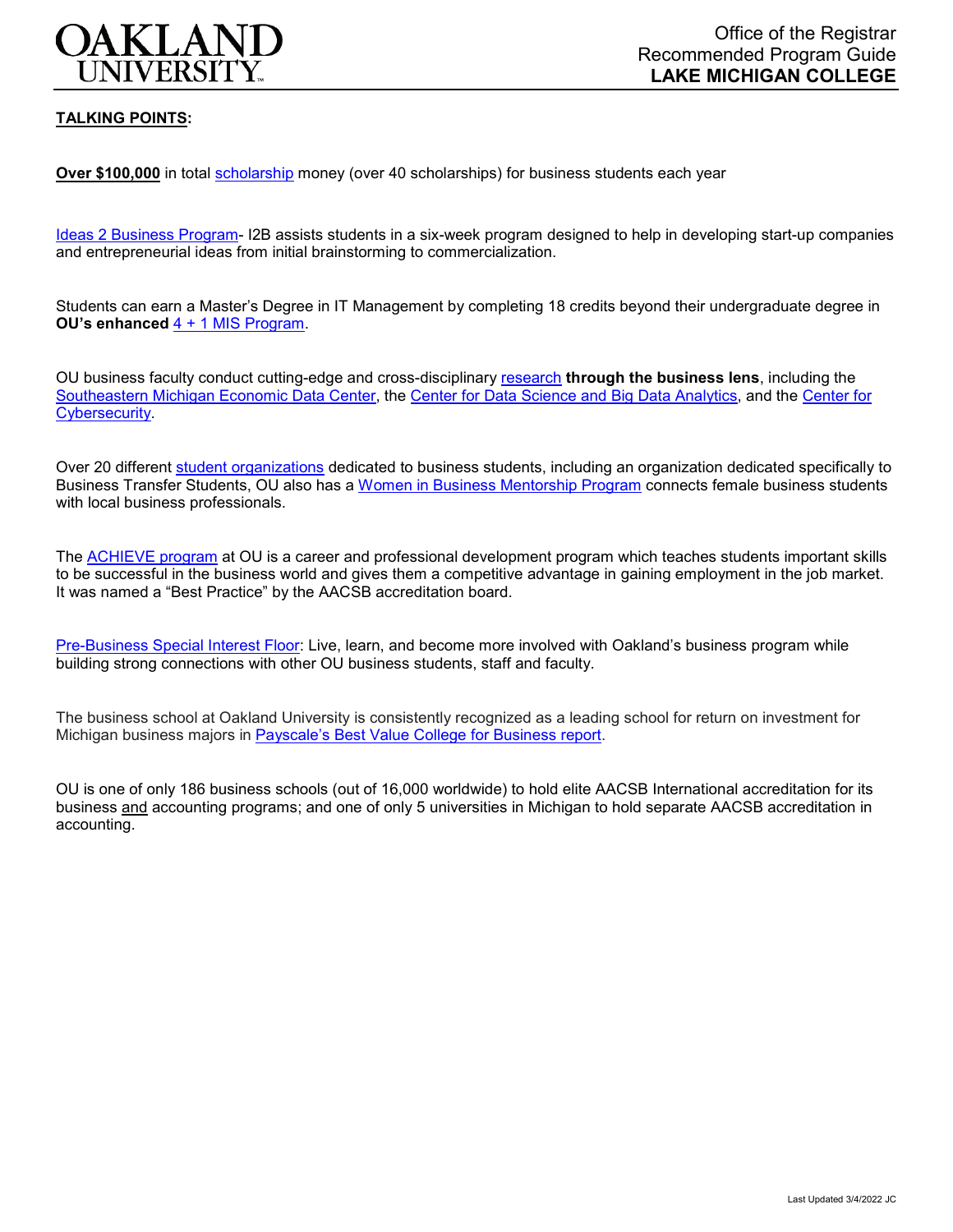**TALKING POINTS:**

**Over $100,000** in total scholarship money (over 40 scholarships) for business students each year

Ideas 2 Business Program- I2B assists students in a six-week program designed to help in developing start-up companies and entrepreneurial ideas from initial brainstorming to commercialization.

Students can earn a Master's Degree in IT Management by completing 18 credits beyond their undergraduate degree in **OU's enhanced** 4 + 1 MIS Program.

OU business faculty conduct cutting-edge and cross-disciplinary research **through the business lens**, including the Southeastern Michigan Economic Data Center, the Center for Data Science and Big Data Analytics, and the Center for Cybersecurity.

Over 20 different student organizations dedicated to business students, including an organization dedicated specifically to Business Transfer Students, OU also has a Women in Business Mentorship Program connects female business students with local business professionals.

The ACHIEVE program at OU is a career and professional development program which teaches students important skills to be successful in the business world and gives them a competitive advantage in gaining employment in the job market. It was named a "Best Practice" by the AACSB accreditation board.

Pre-Business Special Interest Floor: Live, learn, and become more involved with Oakland's business program while building strong connections with other OU business students, staff and faculty.

The business school at Oakland University is consistently recognized as a leading school for return on investment for Michigan business majors in Payscale's Best Value College for Business report.

OU is one of only 186 business schools (out of 16,000 worldwide) to hold elite AACSB International accreditation for its business and accounting programs; and one of only 5 universities in Michigan to hold separate AACSB accreditation in accounting.